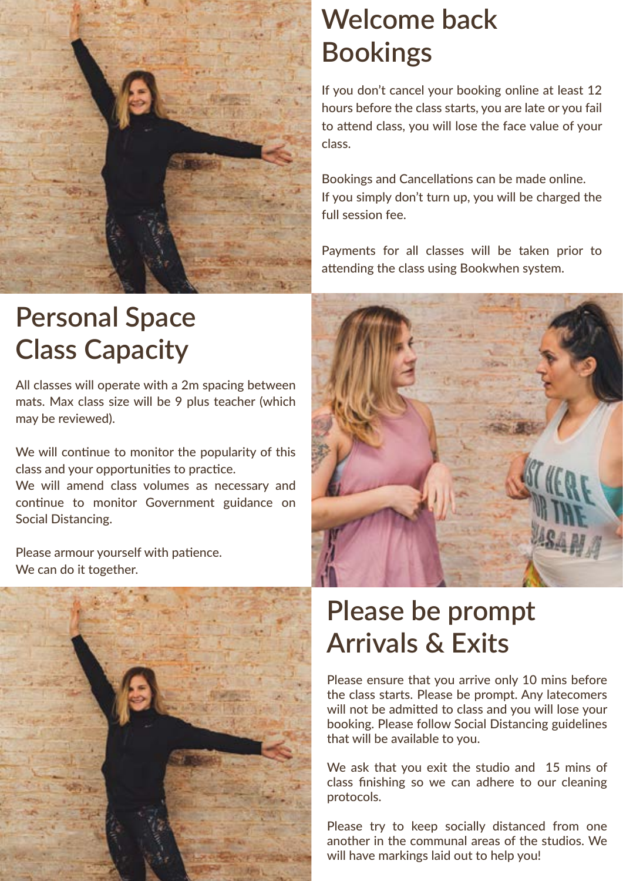# Welcome back Bookings

If you don't cancel your booking online at least 12 hours before the class starts, you are late or you fail to attend class, you will lose the face value of your class.

Bookings and Cancellations can be made online.
If you simply don't turn up, you will be charged the full session fee.

Payments for all classes will be taken prior to attending the class using Bookwhen system.

# Personal Space Class Capacity

All classes will operate with a 2m spacing between mats. Max class size will be 9 plus teacher (which may be reviewed).

We will continue to monitor the popularity of this class and your opportunities to practice.
We will amend class volumes as necessary and continue to monitor Government guidance on Social Distancing.

Please armour yourself with patience.
We can do it together.

# Please be prompt Arrivals & Exits

Please ensure that you arrive only 10 mins before the class starts. Please be prompt. Any latecomers will not be admitted to class and you will lose your booking. Please follow Social Distancing guidelines that will be available to you.

We ask that you exit the studio and 15 mins of class finishing so we can adhere to our cleaning protocols.

Please try to keep socially distanced from one another in the communal areas of the studios. We will have markings laid out to help you!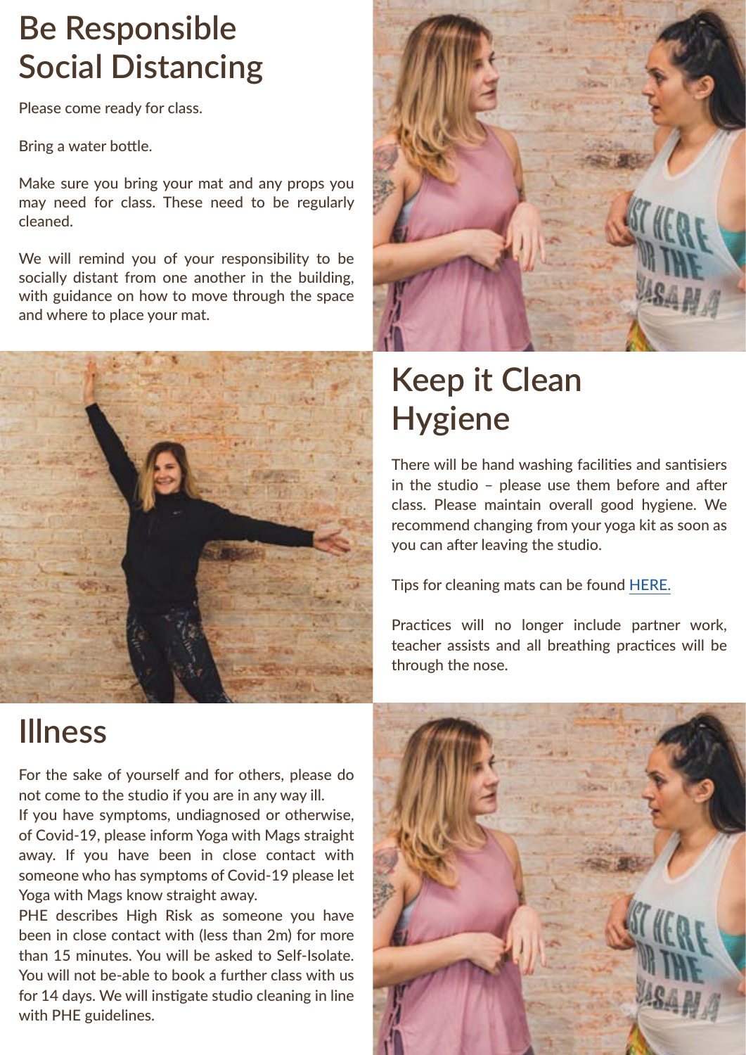# Be Responsible Social Distancing

Please come ready for class.

Bring a water bottle.

Make sure you bring your mat and any props you may need for class. These need to be regularly cleaned.

We will remind you of your responsibility to be socially distant from one another in the building, with guidance on how to move through the space and where to place your mat.

# Keep it Clean Hygiene

There will be hand washing facilities and santisiers in the studio – please use them before and after class. Please maintain overall good hygiene. We recommend changing from your yoga kit as soon as you can after leaving the studio.

Tips for cleaning mats can be found HERE.

Practices will no longer include partner work, teacher assists and all breathing practices will be through the nose.

# Illness

For the sake of yourself and for others, please do not come to the studio if you are in any way ill.
If you have symptoms, undiagnosed or otherwise, of Covid-19, please inform Yoga with Mags straight away. If you have been in close contact with someone who has symptoms of Covid-19 please let Yoga with Mags know straight away.
PHE describes High Risk as someone you have been in close contact with (less than 2m) for more than 15 minutes. You will be asked to Self-Isolate. You will not be-able to book a further class with us for 14 days. We will instigate studio cleaning in line with PHE guidelines.